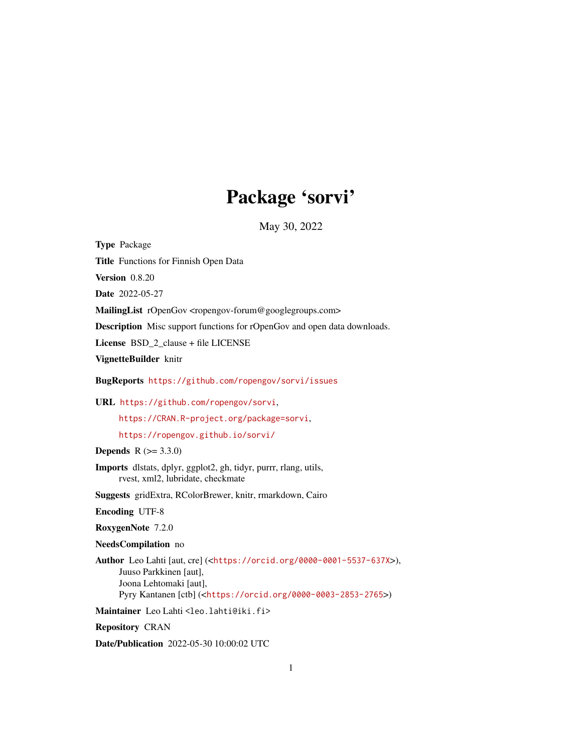# Package 'sorvi'

May 30, 2022

**Type** Package

**Title** Functions for Finnish Open Data

**Version** 0.8.20

**Date** 2022-05-27

**MailingList** rOpenGov <ropengov-forum@googlegroups.com>

**Description** Misc support functions for rOpenGov and open data downloads.

**License** BSD_2_clause + file LICENSE

**VignetteBuilder** knitr

**BugReports** https://github.com/ropengov/sorvi/issues

**URL** https://github.com/ropengov/sorvi,
https://CRAN.R-project.org/package=sorvi,
https://ropengov.github.io/sorvi/

**Depends** R (>= 3.3.0)

**Imports** dlstats, dplyr, ggplot2, gh, tidyr, purrr, rlang, utils,
rvest, xml2, lubridate, checkmate

**Suggests** gridExtra, RColorBrewer, knitr, rmarkdown, Cairo

**Encoding** UTF-8

**RoxygenNote** 7.2.0

**NeedsCompilation** no

**Author** Leo Lahti [aut, cre] (<https://orcid.org/0000-0001-5537-637X>),
Juuso Parkkinen [aut],
Joona Lehtomaki [aut],
Pyry Kantanen [ctb] (<https://orcid.org/0000-0003-2853-2765>)

**Maintainer** Leo Lahti <leo.lahti@iki.fi>

**Repository** CRAN

**Date/Publication** 2022-05-30 10:00:02 UTC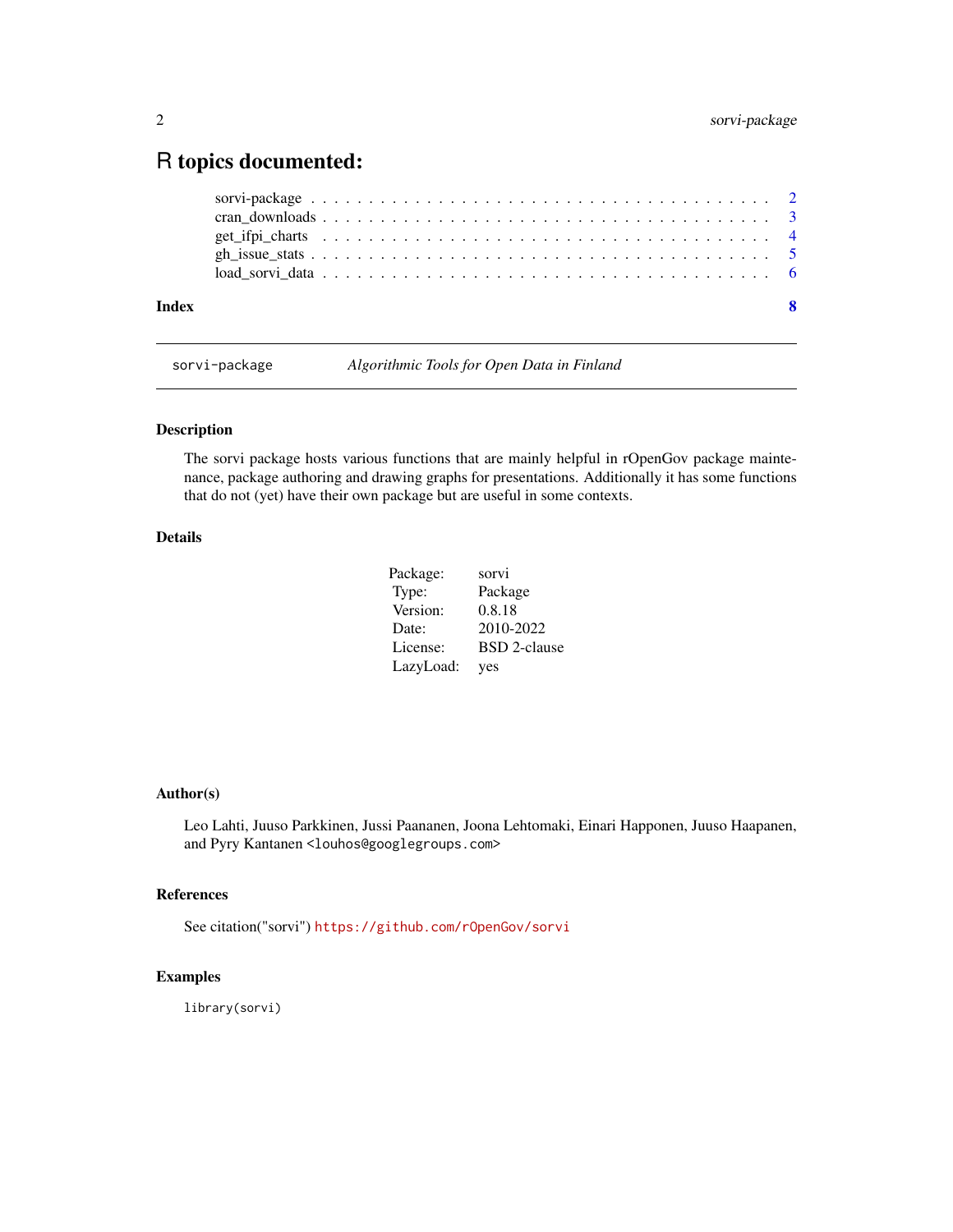# R topics documented:

| | |
|---|---|
| sorvi-package | 2 |
| cran_downloads | 3 |
| get_ifpi_charts | 4 |
| gh_issue_stats | 5 |
| load_sorvi_data | 6 |
| **Index** | **8** |

---

sorvi-package — *Algorithmic Tools for Open Data in Finland*

---

### Description

The sorvi package hosts various functions that are mainly helpful in rOpenGov package maintenance, package authoring and drawing graphs for presentations. Additionally it has some functions that do not (yet) have their own package but are useful in some contexts.

### Details

| | |
|---|---|
| Package: | sorvi |
| Type: | Package |
| Version: | 0.8.18 |
| Date: | 2010-2022 |
| License: | BSD 2-clause |
| LazyLoad: | yes |

### Author(s)

Leo Lahti, Juuso Parkkinen, Jussi Paananen, Joona Lehtomaki, Einari Happonen, Juuso Haapanen, and Pyry Kantanen <louhos@googlegroups.com>

### References

See citation("sorvi") https://github.com/rOpenGov/sorvi

### Examples

```
library(sorvi)
```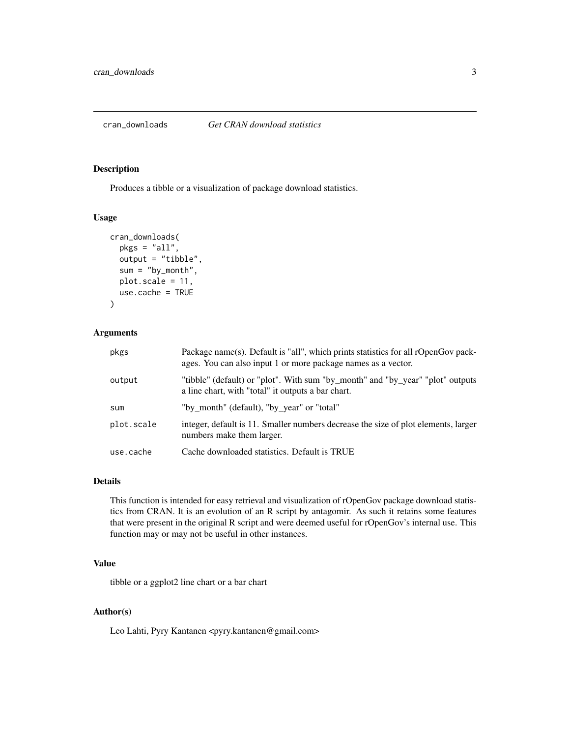## cran_downloads *Get CRAN download statistics*

### Description

Produces a tibble or a visualization of package download statistics.

### Usage

```
cran_downloads(
  pkgs = "all",
  output = "tibble",
  sum = "by_month",
  plot.scale = 11,
  use.cache = TRUE
)
```

### Arguments

| | |
|---|---|
| pkgs | Package name(s). Default is "all", which prints statistics for all rOpenGov packages. You can also input 1 or more package names as a vector. |
| output | "tibble" (default) or "plot". With sum "by_month" and "by_year" "plot" outputs a line chart, with "total" it outputs a bar chart. |
| sum | "by_month" (default), "by_year" or "total" |
| plot.scale | integer, default is 11. Smaller numbers decrease the size of plot elements, larger numbers make them larger. |
| use.cache | Cache downloaded statistics. Default is TRUE |

### Details

This function is intended for easy retrieval and visualization of rOpenGov package download statistics from CRAN. It is an evolution of an R script by antagomir. As such it retains some features that were present in the original R script and were deemed useful for rOpenGov's internal use. This function may or may not be useful in other instances.

### Value

tibble or a ggplot2 line chart or a bar chart

### Author(s)

Leo Lahti, Pyry Kantanen <pyry.kantanen@gmail.com>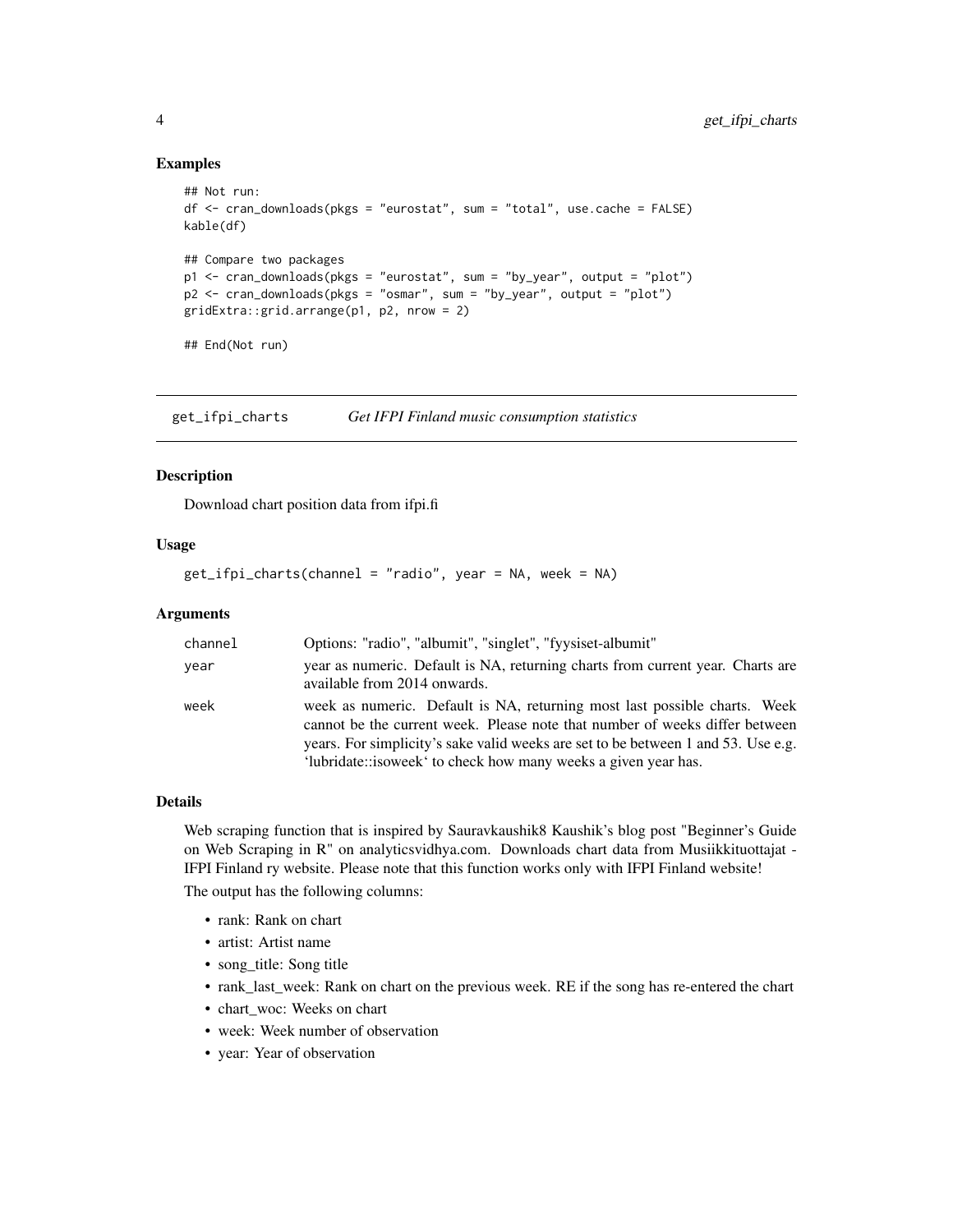### Examples

```
## Not run:
df <- cran_downloads(pkgs = "eurostat", sum = "total", use.cache = FALSE)
kable(df)

## Compare two packages
p1 <- cran_downloads(pkgs = "eurostat", sum = "by_year", output = "plot")
p2 <- cran_downloads(pkgs = "osmar", sum = "by_year", output = "plot")
gridExtra::grid.arrange(p1, p2, nrow = 2)

## End(Not run)
```

---

## get_ifpi_charts &nbsp;&nbsp;&nbsp; *Get IFPI Finland music consumption statistics*

---

### Description

Download chart position data from ifpi.fi

### Usage

```
get_ifpi_charts(channel = "radio", year = NA, week = NA)
```

### Arguments

| | |
|---|---|
| channel | Options: "radio", "albumit", "singlet", "fyysiset-albumit" |
| year | year as numeric. Default is NA, returning charts from current year. Charts are available from 2014 onwards. |
| week | week as numeric. Default is NA, returning most last possible charts. Week cannot be the current week. Please note that number of weeks differ between years. For simplicity's sake valid weeks are set to be between 1 and 53. Use e.g. 'lubridate::isoweek' to check how many weeks a given year has. |

### Details

Web scraping function that is inspired by Sauravkaushik8 Kaushik's blog post "Beginner's Guide on Web Scraping in R" on analyticsvidhya.com. Downloads chart data from Musiikkituottajat - IFPI Finland ry website. Please note that this function works only with IFPI Finland website!

The output has the following columns:

- rank: Rank on chart
- artist: Artist name
- song_title: Song title
- rank_last_week: Rank on chart on the previous week. RE if the song has re-entered the chart
- chart_woc: Weeks on chart
- week: Week number of observation
- year: Year of observation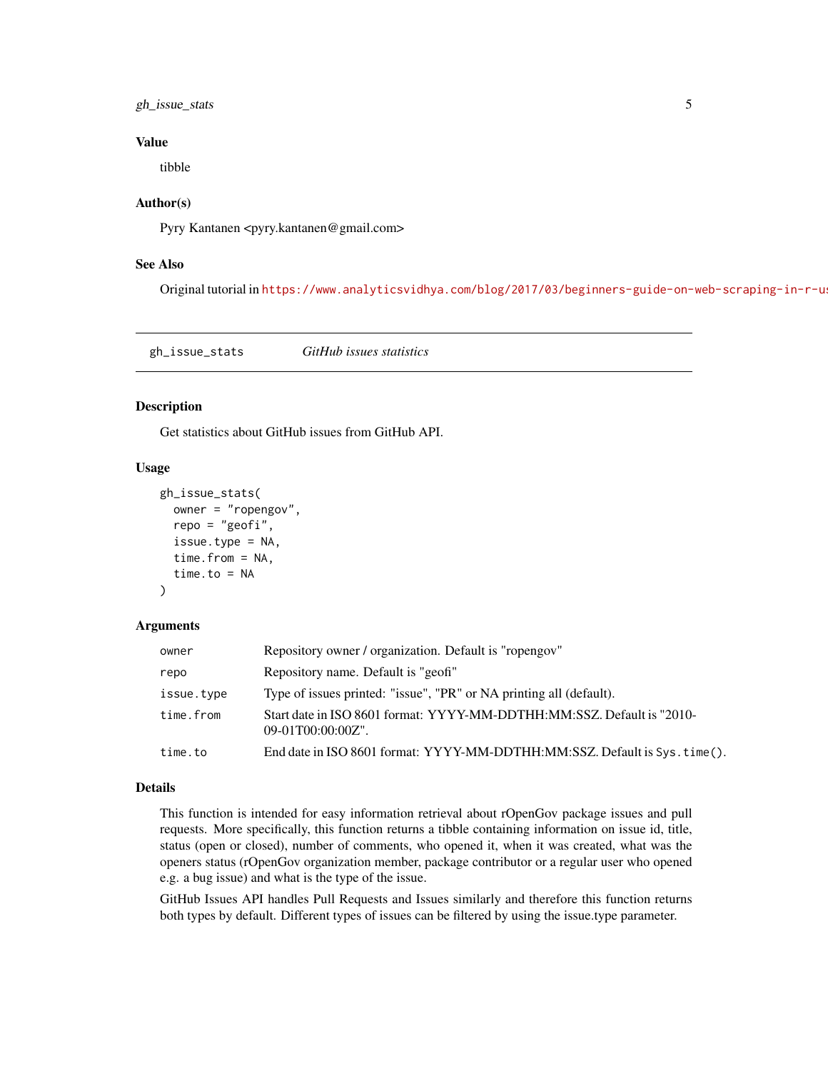### Value

tibble

### Author(s)

Pyry Kantanen <pyry.kantanen@gmail.com>

### See Also

Original tutorial in https://www.analyticsvidhya.com/blog/2017/03/beginners-guide-on-web-scraping-in-r-u

---

## gh_issue_stats — *GitHub issues statistics*

---

### Description

Get statistics about GitHub issues from GitHub API.

### Usage

```
gh_issue_stats(
  owner = "ropengov",
  repo = "geofi",
  issue.type = NA,
  time.from = NA,
  time.to = NA
)
```

### Arguments

| | |
|---|---|
| `owner` | Repository owner / organization. Default is "ropengov" |
| `repo` | Repository name. Default is "geofi" |
| `issue.type` | Type of issues printed: "issue", "PR" or NA printing all (default). |
| `time.from` | Start date in ISO 8601 format: YYYY-MM-DDTHH:MM:SSZ. Default is "2010-09-01T00:00:00Z". |
| `time.to` | End date in ISO 8601 format: YYYY-MM-DDTHH:MM:SSZ. Default is `Sys.time()`. |

### Details

This function is intended for easy information retrieval about rOpenGov package issues and pull requests. More specifically, this function returns a tibble containing information on issue id, title, status (open or closed), number of comments, who opened it, when it was created, what was the openers status (rOpenGov organization member, package contributor or a regular user who opened e.g. a bug issue) and what is the type of the issue.

GitHub Issues API handles Pull Requests and Issues similarly and therefore this function returns both types by default. Different types of issues can be filtered by using the issue.type parameter.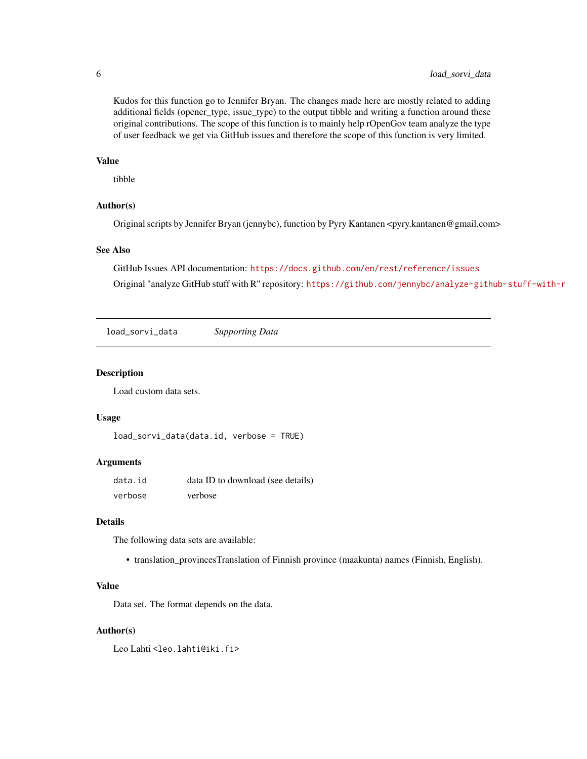Kudos for this function go to Jennifer Bryan. The changes made here are mostly related to adding additional fields (opener_type, issue_type) to the output tibble and writing a function around these original contributions. The scope of this function is to mainly help rOpenGov team analyze the type of user feedback we get via GitHub issues and therefore the scope of this function is very limited.

### Value

tibble

### Author(s)

Original scripts by Jennifer Bryan (jennybc), function by Pyry Kantanen <pyry.kantanen@gmail.com>

### See Also

GitHub Issues API documentation: https://docs.github.com/en/rest/reference/issues

Original "analyze GitHub stuff with R" repository: https://github.com/jennybc/analyze-github-stuff-with-r

---

## load_sorvi_data — *Supporting Data*

### Description

Load custom data sets.

### Usage

```
load_sorvi_data(data.id, verbose = TRUE)
```

### Arguments

| | |
|---|---|
| data.id | data ID to download (see details) |
| verbose | verbose |

### Details

The following data sets are available:

- translation_provincesTranslation of Finnish province (maakunta) names (Finnish, English).

### Value

Data set. The format depends on the data.

### Author(s)

Leo Lahti <leo.lahti@iki.fi>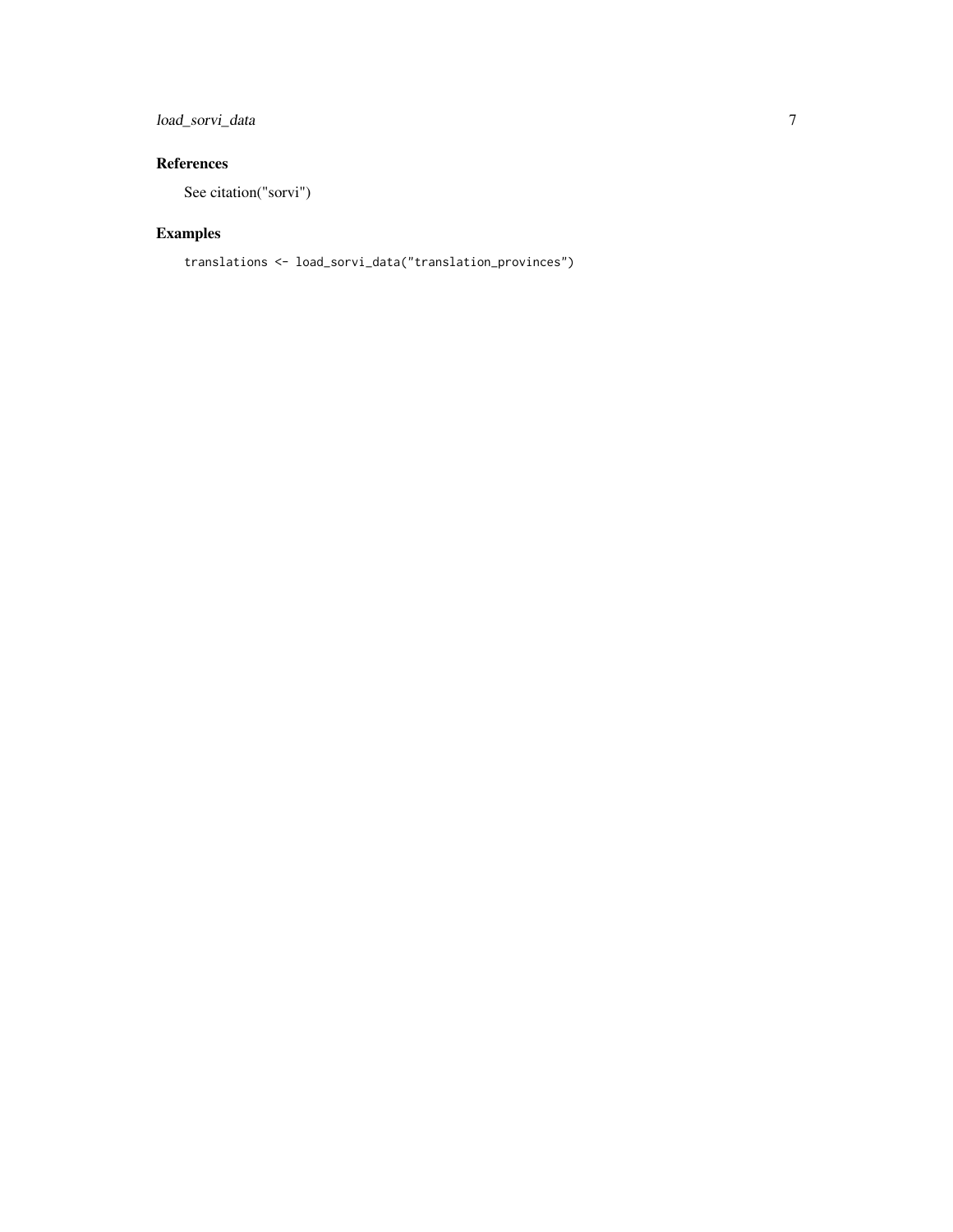## References

See citation("sorvi")

## Examples

```
translations <- load_sorvi_data("translation_provinces")
```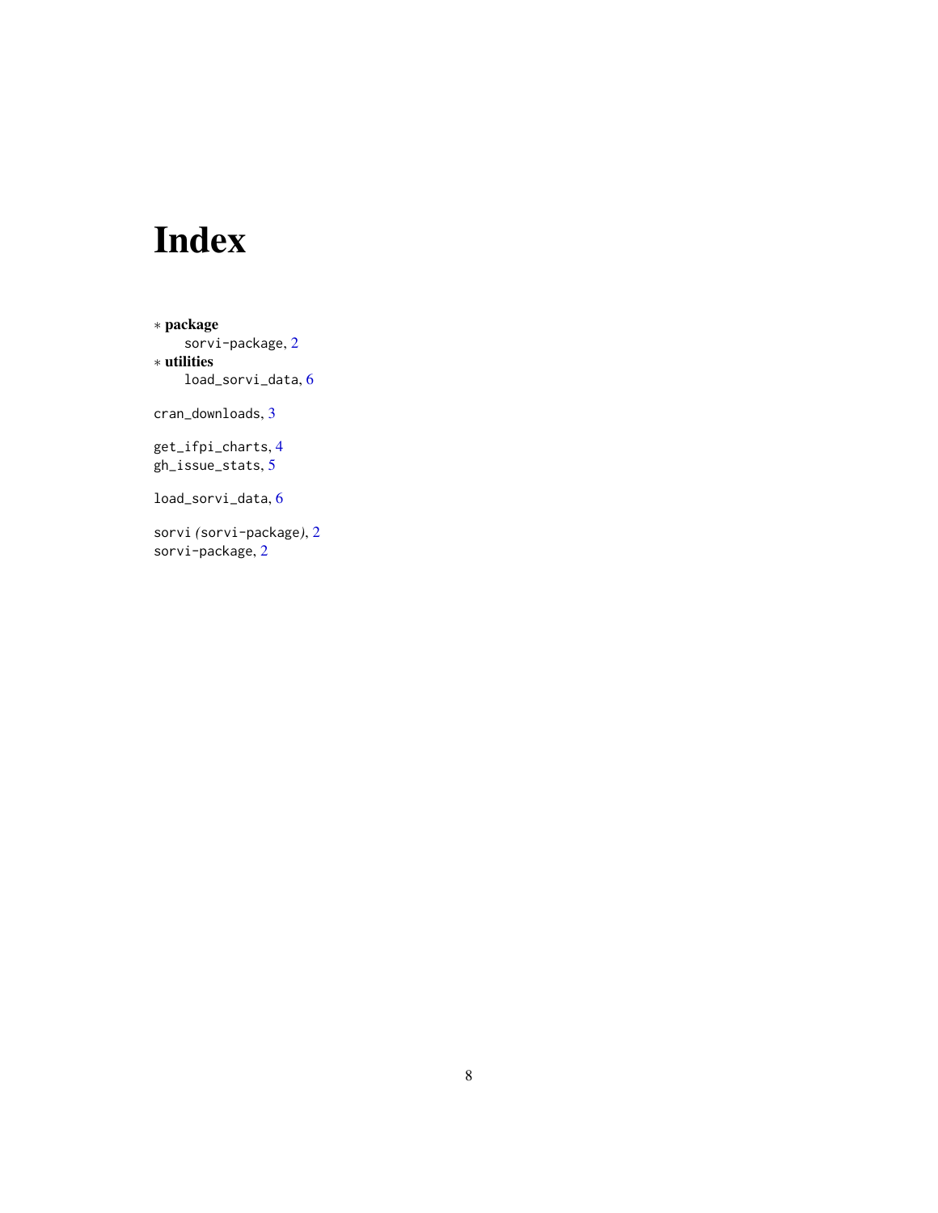# Index

∗ **package**
    sorvi-package, 2
∗ **utilities**
    load_sorvi_data, 6

cran_downloads, 3

get_ifpi_charts, 4
gh_issue_stats, 5

load_sorvi_data, 6

sorvi *(*sorvi-package*)*, 2
sorvi-package, 2